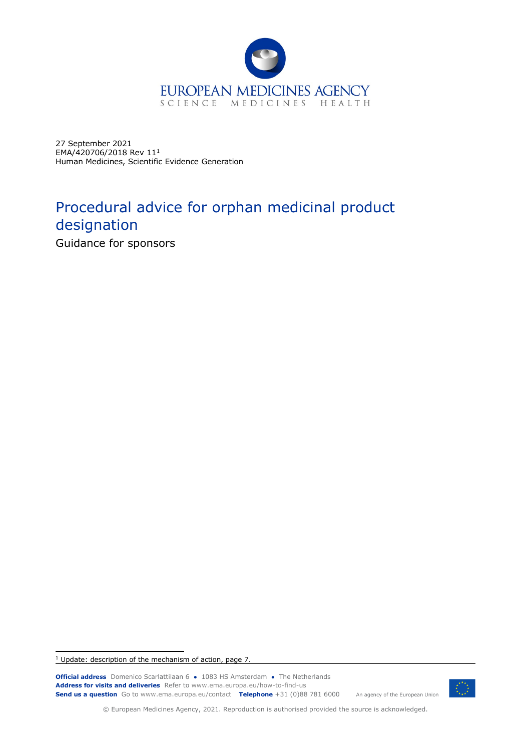EUROPEAN MEDICINES AGENCY

SCIENCE MEDICINES HEALTH

27 September 2021
EMA/420706/2018 Rev 11[1]
Human Medicines, Scientific Evidence Generation

# Procedural advice for orphan medicinal product designation

## Guidance for sponsors

[1] Update: description of the mechanism of action, page 7.

**Official address** Domenico Scarlattilaan 6 ● 1083 HS Amsterdam ● The Netherlands
**Address for visits and deliveries** Refer to www.ema.europa.eu/how-to-find-us
**Send us a question** Go to www.ema.europa.eu/contact **Telephone** +31 (0)88 781 6000

An agency of the European Union

© European Medicines Agency, 2021. Reproduction is authorised provided the source is acknowledged.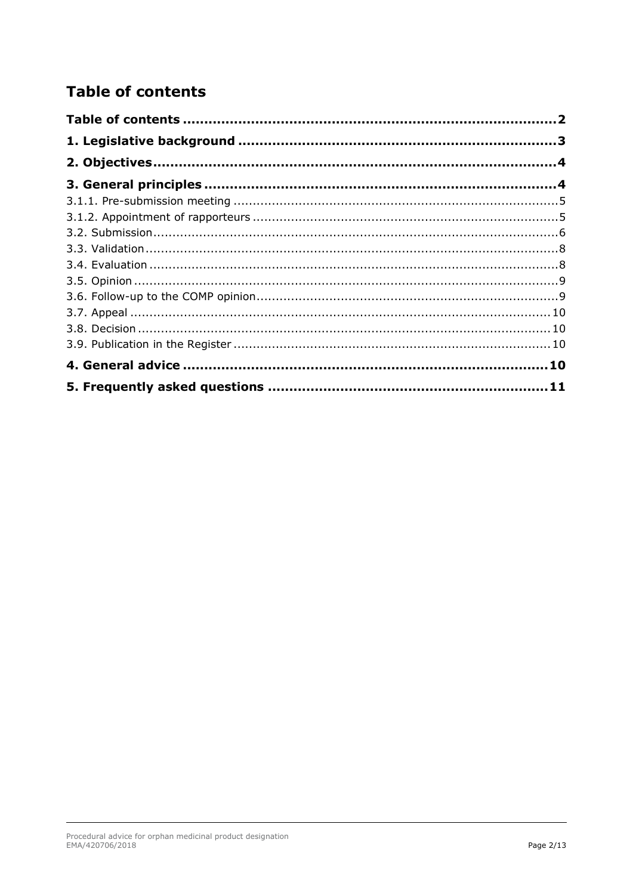# Table of contents

**Table of contents ... 2**

**1. Legislative background ... 3**

**2. Objectives ... 4**

**3. General principles ... 4**

3.1.1. Pre-submission meeting ... 5

3.1.2. Appointment of rapporteurs ... 5

3.2. Submission ... 6

3.3. Validation ... 8

3.4. Evaluation ... 8

3.5. Opinion ... 9

3.6. Follow-up to the COMP opinion ... 9

3.7. Appeal ... 10

3.8. Decision ... 10

3.9. Publication in the Register ... 10

**4. General advice ... 10**

**5. Frequently asked questions ... 11**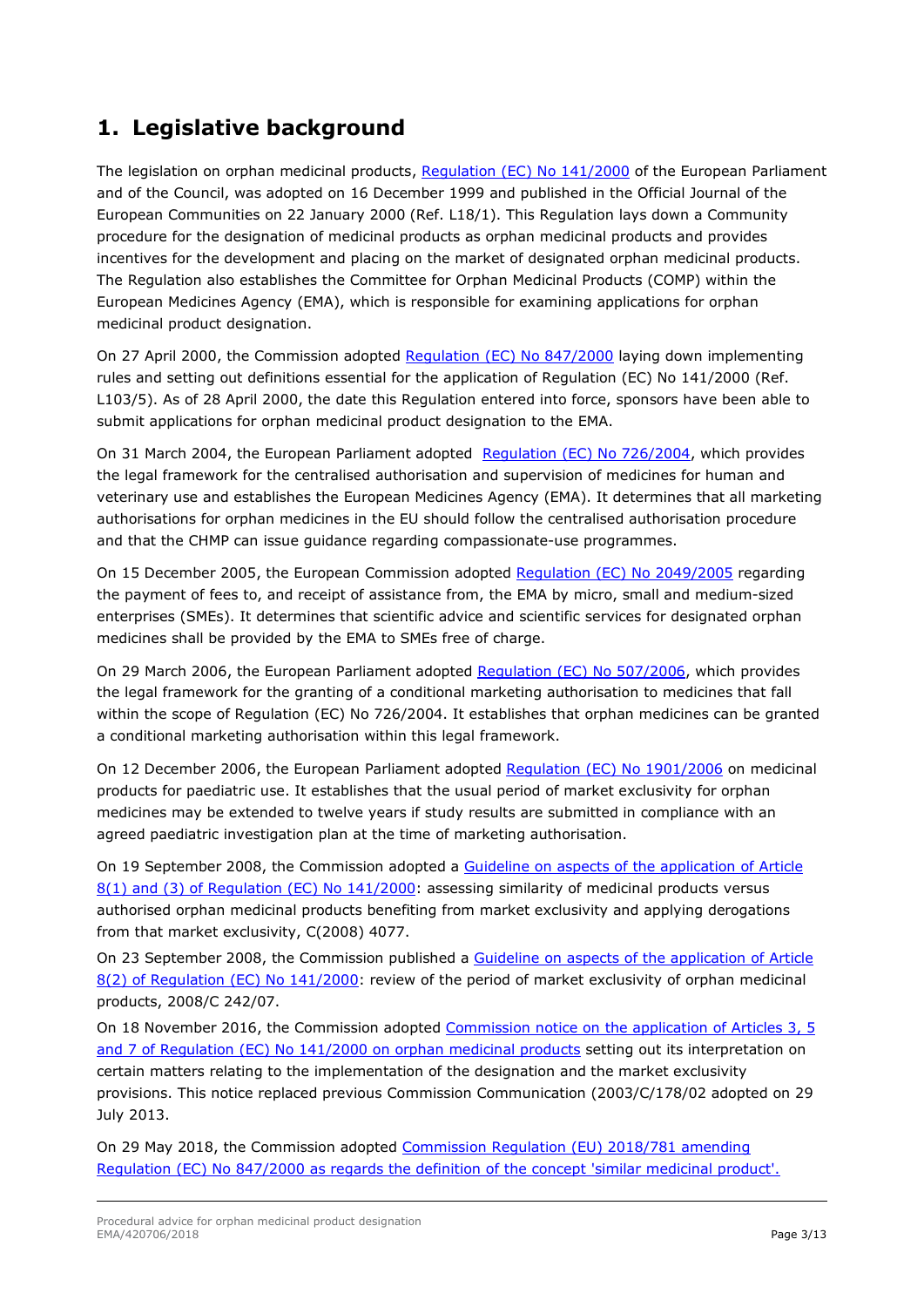## 1. Legislative background

The legislation on orphan medicinal products, Regulation (EC) No 141/2000 of the European Parliament and of the Council, was adopted on 16 December 1999 and published in the Official Journal of the European Communities on 22 January 2000 (Ref. L18/1). This Regulation lays down a Community procedure for the designation of medicinal products as orphan medicinal products and provides incentives for the development and placing on the market of designated orphan medicinal products. The Regulation also establishes the Committee for Orphan Medicinal Products (COMP) within the European Medicines Agency (EMA), which is responsible for examining applications for orphan medicinal product designation.

On 27 April 2000, the Commission adopted Regulation (EC) No 847/2000 laying down implementing rules and setting out definitions essential for the application of Regulation (EC) No 141/2000 (Ref. L103/5). As of 28 April 2000, the date this Regulation entered into force, sponsors have been able to submit applications for orphan medicinal product designation to the EMA.

On 31 March 2004, the European Parliament adopted Regulation (EC) No 726/2004, which provides the legal framework for the centralised authorisation and supervision of medicines for human and veterinary use and establishes the European Medicines Agency (EMA). It determines that all marketing authorisations for orphan medicines in the EU should follow the centralised authorisation procedure and that the CHMP can issue guidance regarding compassionate-use programmes.

On 15 December 2005, the European Commission adopted Regulation (EC) No 2049/2005 regarding the payment of fees to, and receipt of assistance from, the EMA by micro, small and medium-sized enterprises (SMEs). It determines that scientific advice and scientific services for designated orphan medicines shall be provided by the EMA to SMEs free of charge.

On 29 March 2006, the European Parliament adopted Regulation (EC) No 507/2006, which provides the legal framework for the granting of a conditional marketing authorisation to medicines that fall within the scope of Regulation (EC) No 726/2004. It establishes that orphan medicines can be granted a conditional marketing authorisation within this legal framework.

On 12 December 2006, the European Parliament adopted Regulation (EC) No 1901/2006 on medicinal products for paediatric use. It establishes that the usual period of market exclusivity for orphan medicines may be extended to twelve years if study results are submitted in compliance with an agreed paediatric investigation plan at the time of marketing authorisation.

On 19 September 2008, the Commission adopted a Guideline on aspects of the application of Article 8(1) and (3) of Regulation (EC) No 141/2000: assessing similarity of medicinal products versus authorised orphan medicinal products benefiting from market exclusivity and applying derogations from that market exclusivity, C(2008) 4077.

On 23 September 2008, the Commission published a Guideline on aspects of the application of Article 8(2) of Regulation (EC) No 141/2000: review of the period of market exclusivity of orphan medicinal products, 2008/C 242/07.

On 18 November 2016, the Commission adopted Commission notice on the application of Articles 3, 5 and 7 of Regulation (EC) No 141/2000 on orphan medicinal products setting out its interpretation on certain matters relating to the implementation of the designation and the market exclusivity provisions. This notice replaced previous Commission Communication (2003/C/178/02 adopted on 29 July 2013.

On 29 May 2018, the Commission adopted Commission Regulation (EU) 2018/781 amending Regulation (EC) No 847/2000 as regards the definition of the concept 'similar medicinal product'.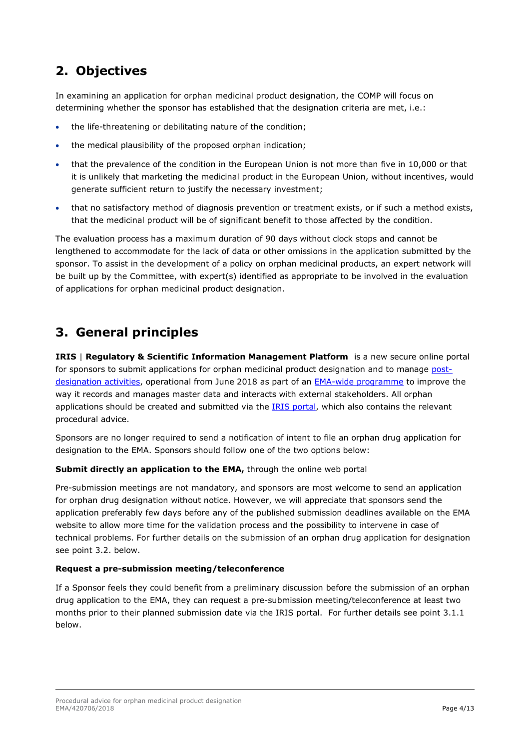## 2. Objectives

In examining an application for orphan medicinal product designation, the COMP will focus on determining whether the sponsor has established that the designation criteria are met, i.e.:

- the life-threatening or debilitating nature of the condition;
- the medical plausibility of the proposed orphan indication;
- that the prevalence of the condition in the European Union is not more than five in 10,000 or that it is unlikely that marketing the medicinal product in the European Union, without incentives, would generate sufficient return to justify the necessary investment;
- that no satisfactory method of diagnosis prevention or treatment exists, or if such a method exists, that the medicinal product will be of significant benefit to those affected by the condition.

The evaluation process has a maximum duration of 90 days without clock stops and cannot be lengthened to accommodate for the lack of data or other omissions in the application submitted by the sponsor. To assist in the development of a policy on orphan medicinal products, an expert network will be built up by the Committee, with expert(s) identified as appropriate to be involved in the evaluation of applications for orphan medicinal product designation.

## 3. General principles

**IRIS** | **Regulatory & Scientific Information Management Platform** is a new secure online portal for sponsors to submit applications for orphan medicinal product designation and to manage post-designation activities, operational from June 2018 as part of an EMA-wide programme to improve the way it records and manages master data and interacts with external stakeholders. All orphan applications should be created and submitted via the IRIS portal, which also contains the relevant procedural advice.

Sponsors are no longer required to send a notification of intent to file an orphan drug application for designation to the EMA. Sponsors should follow one of the two options below:

**Submit directly an application to the EMA,** through the online web portal

Pre-submission meetings are not mandatory, and sponsors are most welcome to send an application for orphan drug designation without notice. However, we will appreciate that sponsors send the application preferably few days before any of the published submission deadlines available on the EMA website to allow more time for the validation process and the possibility to intervene in case of technical problems. For further details on the submission of an orphan drug application for designation see point 3.2. below.

**Request a pre-submission meeting/teleconference**

If a Sponsor feels they could benefit from a preliminary discussion before the submission of an orphan drug application to the EMA, they can request a pre-submission meeting/teleconference at least two months prior to their planned submission date via the IRIS portal. For further details see point 3.1.1 below.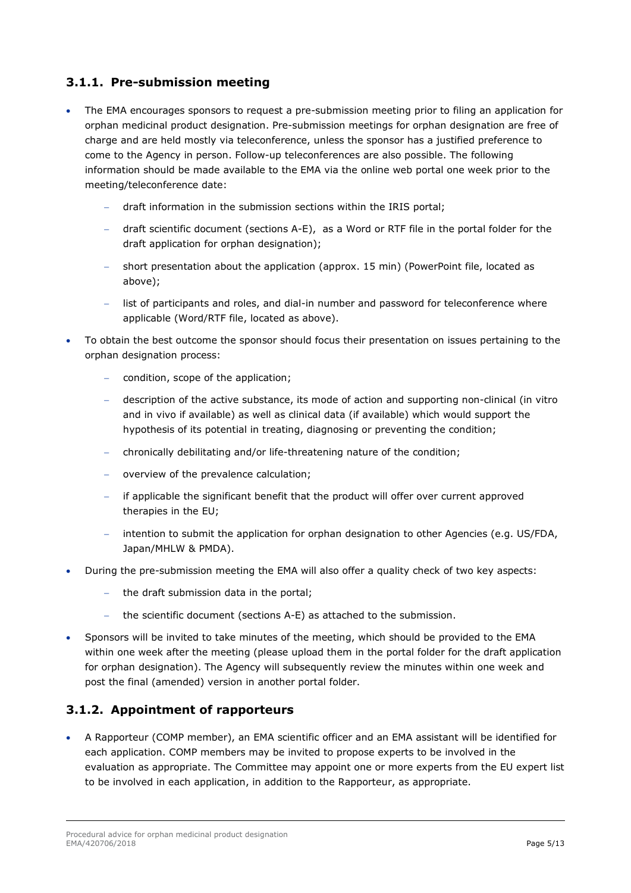### 3.1.1. Pre-submission meeting

- The EMA encourages sponsors to request a pre-submission meeting prior to filing an application for orphan medicinal product designation. Pre-submission meetings for orphan designation are free of charge and are held mostly via teleconference, unless the sponsor has a justified preference to come to the Agency in person. Follow-up teleconferences are also possible. The following information should be made available to the EMA via the online web portal one week prior to the meeting/teleconference date:
  - draft information in the submission sections within the IRIS portal;
  - draft scientific document (sections A-E), as a Word or RTF file in the portal folder for the draft application for orphan designation);
  - short presentation about the application (approx. 15 min) (PowerPoint file, located as above);
  - list of participants and roles, and dial-in number and password for teleconference where applicable (Word/RTF file, located as above).
- To obtain the best outcome the sponsor should focus their presentation on issues pertaining to the orphan designation process:
  - condition, scope of the application;
  - description of the active substance, its mode of action and supporting non-clinical (in vitro and in vivo if available) as well as clinical data (if available) which would support the hypothesis of its potential in treating, diagnosing or preventing the condition;
  - chronically debilitating and/or life-threatening nature of the condition;
  - overview of the prevalence calculation;
  - if applicable the significant benefit that the product will offer over current approved therapies in the EU;
  - intention to submit the application for orphan designation to other Agencies (e.g. US/FDA, Japan/MHLW & PMDA).
- During the pre-submission meeting the EMA will also offer a quality check of two key aspects:
  - the draft submission data in the portal;
  - the scientific document (sections A-E) as attached to the submission.
- Sponsors will be invited to take minutes of the meeting, which should be provided to the EMA within one week after the meeting (please upload them in the portal folder for the draft application for orphan designation). The Agency will subsequently review the minutes within one week and post the final (amended) version in another portal folder.

### 3.1.2. Appointment of rapporteurs

- A Rapporteur (COMP member), an EMA scientific officer and an EMA assistant will be identified for each application. COMP members may be invited to propose experts to be involved in the evaluation as appropriate. The Committee may appoint one or more experts from the EU expert list to be involved in each application, in addition to the Rapporteur, as appropriate.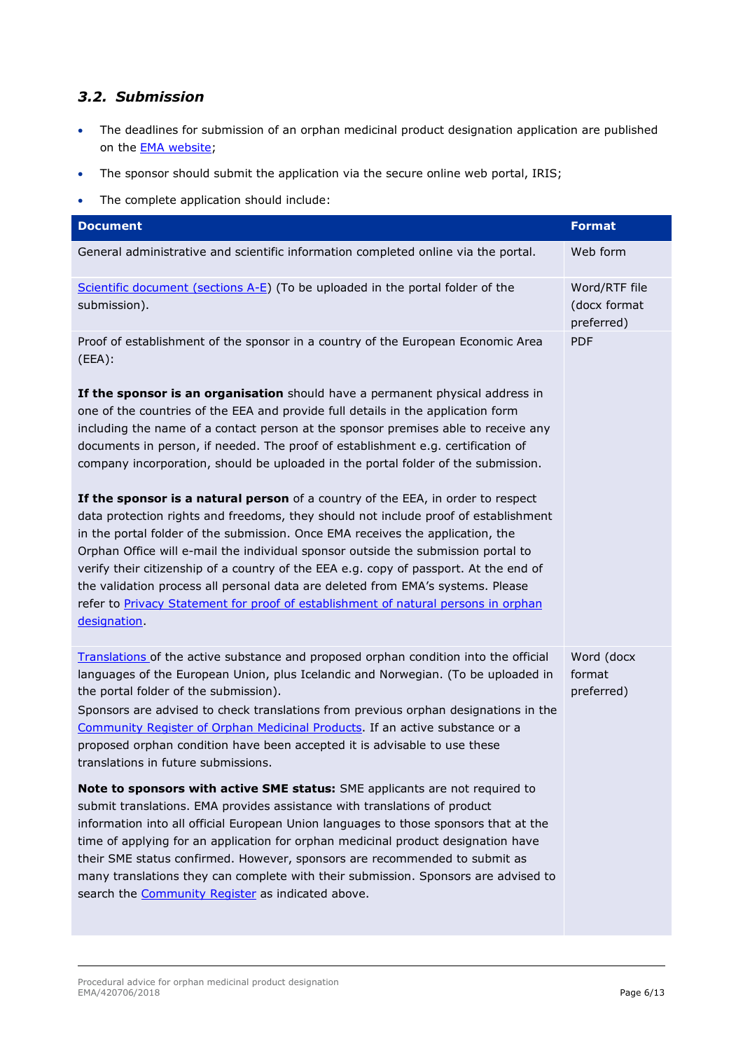### 3.2. Submission

- The deadlines for submission of an orphan medicinal product designation application are published on the EMA website;
- The sponsor should submit the application via the secure online web portal, IRIS;
- The complete application should include:

| Document | Format |
|---|---|
| General administrative and scientific information completed online via the portal. | Web form |
| Scientific document (sections A-E) (To be uploaded in the portal folder of the submission). | Word/RTF file (docx format preferred) |
| Proof of establishment of the sponsor in a country of the European Economic Area (EEA):<br><br>**If the sponsor is an organisation** should have a permanent physical address in one of the countries of the EEA and provide full details in the application form including the name of a contact person at the sponsor premises able to receive any documents in person, if needed. The proof of establishment e.g. certification of company incorporation, should be uploaded in the portal folder of the submission.<br><br>**If the sponsor is a natural person** of a country of the EEA, in order to respect data protection rights and freedoms, they should not include proof of establishment in the portal folder of the submission. Once EMA receives the application, the Orphan Office will e-mail the individual sponsor outside the submission portal to verify their citizenship of a country of the EEA e.g. copy of passport. At the end of the validation process all personal data are deleted from EMA's systems. Please refer to Privacy Statement for proof of establishment of natural persons in orphan designation. | PDF |
| Translations of the active substance and proposed orphan condition into the official languages of the European Union, plus Icelandic and Norwegian. (To be uploaded in the portal folder of the submission).<br>Sponsors are advised to check translations from previous orphan designations in the Community Register of Orphan Medicinal Products. If an active substance or a proposed orphan condition have been accepted it is advisable to use these translations in future submissions.<br><br>**Note to sponsors with active SME status:** SME applicants are not required to submit translations. EMA provides assistance with translations of product information into all official European Union languages to those sponsors that at the time of applying for an application for orphan medicinal product designation have their SME status confirmed. However, sponsors are recommended to submit as many translations they can complete with their submission. Sponsors are advised to search the Community Register as indicated above. | Word (docx format preferred) |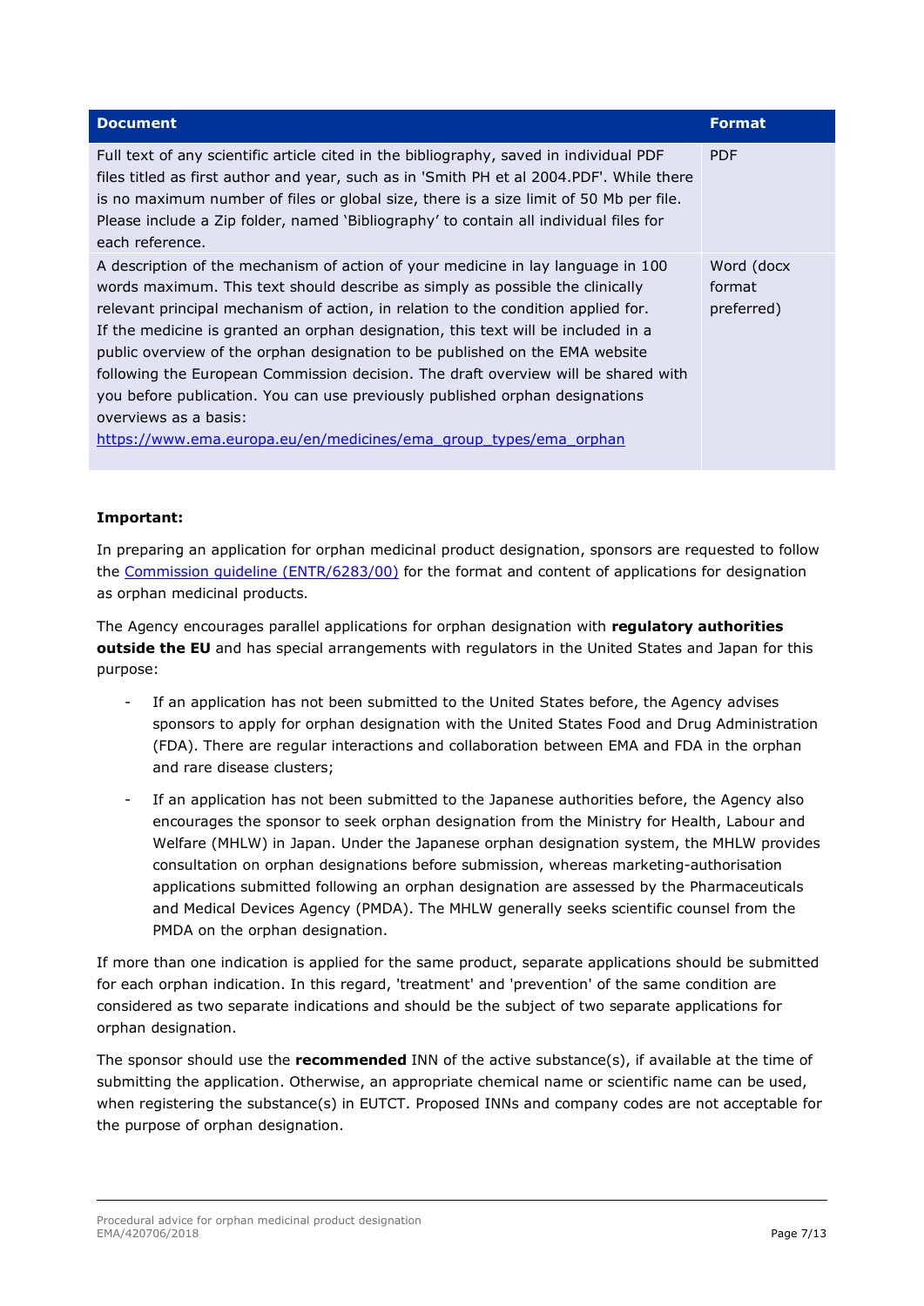| Document | Format |
| --- | --- |
| Full text of any scientific article cited in the bibliography, saved in individual PDF files titled as first author and year, such as in 'Smith PH et al 2004.PDF'. While there is no maximum number of files or global size, there is a size limit of 50 Mb per file. Please include a Zip folder, named 'Bibliography' to contain all individual files for each reference. | PDF |
| A description of the mechanism of action of your medicine in lay language in 100 words maximum. This text should describe as simply as possible the clinically relevant principal mechanism of action, in relation to the condition applied for. If the medicine is granted an orphan designation, this text will be included in a public overview of the orphan designation to be published on the EMA website following the European Commission decision. The draft overview will be shared with you before publication. You can use previously published orphan designations overviews as a basis: [https://www.ema.europa.eu/en/medicines/ema_group_types/ema_orphan](https://www.ema.europa.eu/en/medicines/ema_group_types/ema_orphan) | Word (docx format preferred) |

**Important:**

In preparing an application for orphan medicinal product designation, sponsors are requested to follow the [Commission guideline (ENTR/6283/00)](#) for the format and content of applications for designation as orphan medicinal products.

The Agency encourages parallel applications for orphan designation with **regulatory authorities outside the EU** and has special arrangements with regulators in the United States and Japan for this purpose:

- If an application has not been submitted to the United States before, the Agency advises sponsors to apply for orphan designation with the United States Food and Drug Administration (FDA). There are regular interactions and collaboration between EMA and FDA in the orphan and rare disease clusters;
- If an application has not been submitted to the Japanese authorities before, the Agency also encourages the sponsor to seek orphan designation from the Ministry for Health, Labour and Welfare (MHLW) in Japan. Under the Japanese orphan designation system, the MHLW provides consultation on orphan designations before submission, whereas marketing-authorisation applications submitted following an orphan designation are assessed by the Pharmaceuticals and Medical Devices Agency (PMDA). The MHLW generally seeks scientific counsel from the PMDA on the orphan designation.

If more than one indication is applied for the same product, separate applications should be submitted for each orphan indication. In this regard, 'treatment' and 'prevention' of the same condition are considered as two separate indications and should be the subject of two separate applications for orphan designation.

The sponsor should use the **recommended** INN of the active substance(s), if available at the time of submitting the application. Otherwise, an appropriate chemical name or scientific name can be used, when registering the substance(s) in EUTCT. Proposed INNs and company codes are not acceptable for the purpose of orphan designation.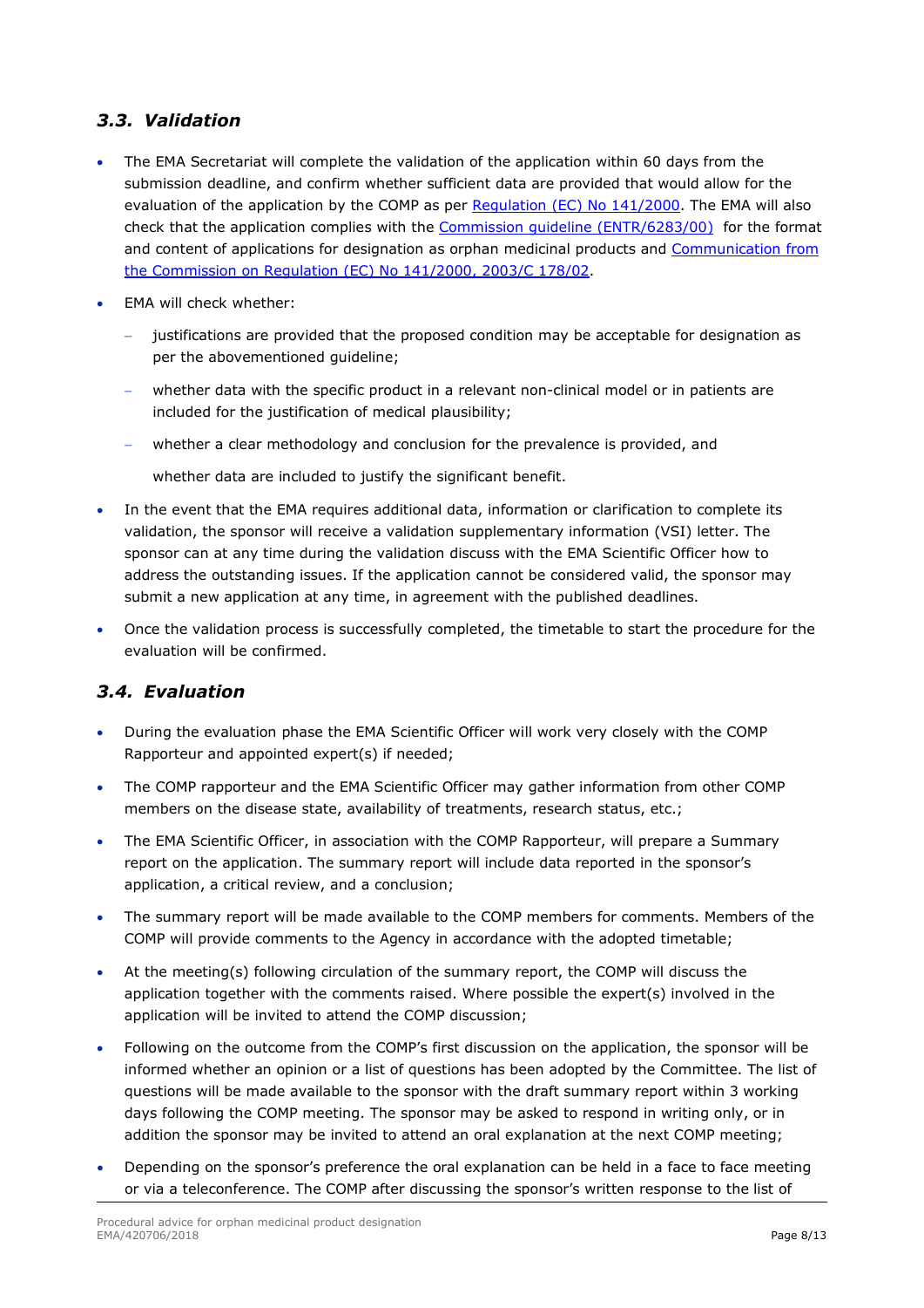### *3.3. Validation*

- The EMA Secretariat will complete the validation of the application within 60 days from the submission deadline, and confirm whether sufficient data are provided that would allow for the evaluation of the application by the COMP as per [Regulation (EC) No 141/2000](). The EMA will also check that the application complies with the [Commission guideline (ENTR/6283/00)]() for the format and content of applications for designation as orphan medicinal products and [Communication from the Commission on Regulation (EC) No 141/2000, 2003/C 178/02]().
- EMA will check whether:
  - justifications are provided that the proposed condition may be acceptable for designation as per the abovementioned guideline;
  - whether data with the specific product in a relevant non-clinical model or in patients are included for the justification of medical plausibility;
  - whether a clear methodology and conclusion for the prevalence is provided, and

    whether data are included to justify the significant benefit.
- In the event that the EMA requires additional data, information or clarification to complete its validation, the sponsor will receive a validation supplementary information (VSI) letter. The sponsor can at any time during the validation discuss with the EMA Scientific Officer how to address the outstanding issues. If the application cannot be considered valid, the sponsor may submit a new application at any time, in agreement with the published deadlines.
- Once the validation process is successfully completed, the timetable to start the procedure for the evaluation will be confirmed.

### *3.4. Evaluation*

- During the evaluation phase the EMA Scientific Officer will work very closely with the COMP Rapporteur and appointed expert(s) if needed;
- The COMP rapporteur and the EMA Scientific Officer may gather information from other COMP members on the disease state, availability of treatments, research status, etc.;
- The EMA Scientific Officer, in association with the COMP Rapporteur, will prepare a Summary report on the application. The summary report will include data reported in the sponsor's application, a critical review, and a conclusion;
- The summary report will be made available to the COMP members for comments. Members of the COMP will provide comments to the Agency in accordance with the adopted timetable;
- At the meeting(s) following circulation of the summary report, the COMP will discuss the application together with the comments raised. Where possible the expert(s) involved in the application will be invited to attend the COMP discussion;
- Following on the outcome from the COMP's first discussion on the application, the sponsor will be informed whether an opinion or a list of questions has been adopted by the Committee. The list of questions will be made available to the sponsor with the draft summary report within 3 working days following the COMP meeting. The sponsor may be asked to respond in writing only, or in addition the sponsor may be invited to attend an oral explanation at the next COMP meeting;
- Depending on the sponsor's preference the oral explanation can be held in a face to face meeting or via a teleconference. The COMP after discussing the sponsor's written response to the list of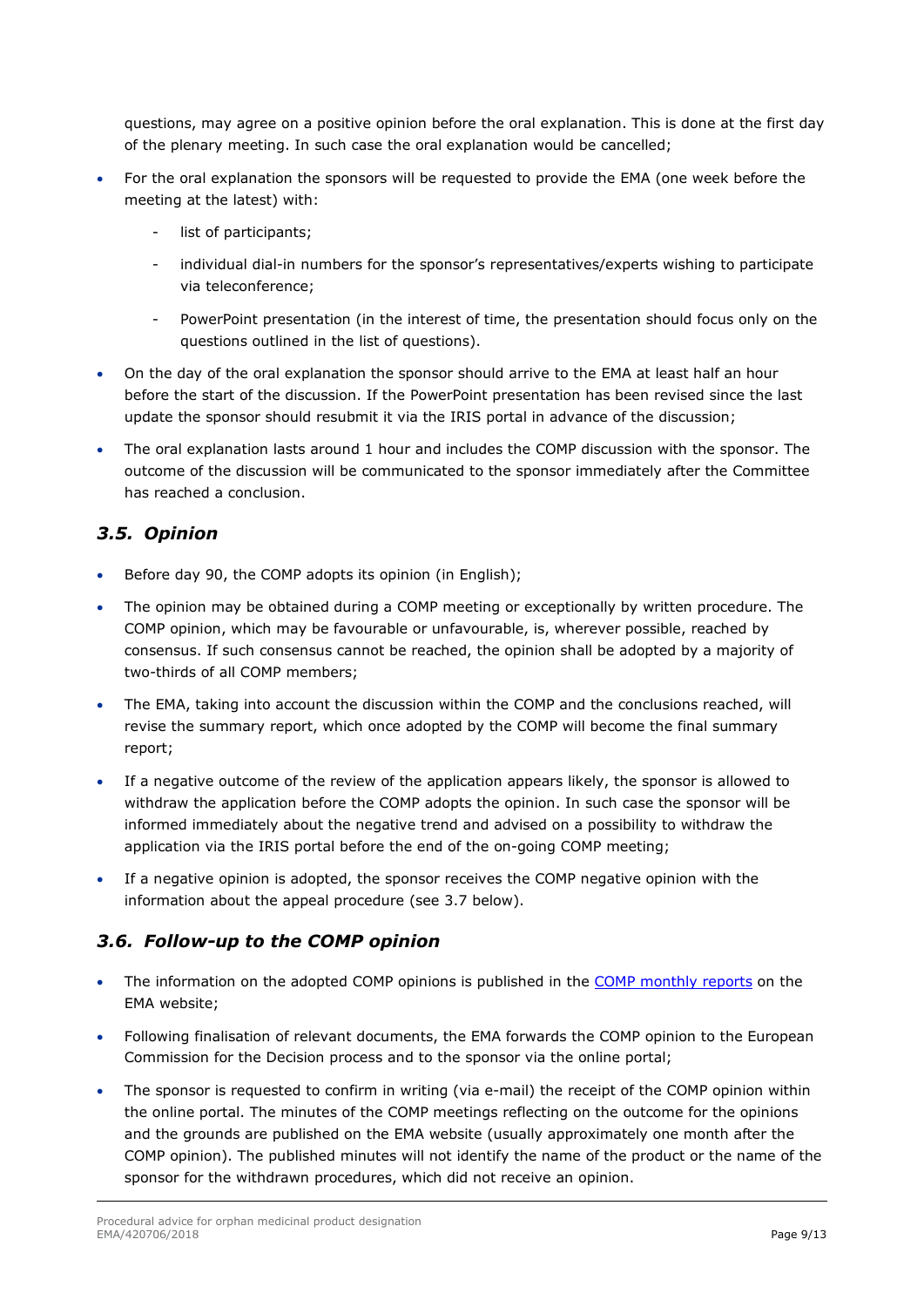questions, may agree on a positive opinion before the oral explanation. This is done at the first day of the plenary meeting. In such case the oral explanation would be cancelled;

- For the oral explanation the sponsors will be requested to provide the EMA (one week before the meeting at the latest) with:
  - list of participants;
  - individual dial-in numbers for the sponsor's representatives/experts wishing to participate via teleconference;
  - PowerPoint presentation (in the interest of time, the presentation should focus only on the questions outlined in the list of questions).
- On the day of the oral explanation the sponsor should arrive to the EMA at least half an hour before the start of the discussion. If the PowerPoint presentation has been revised since the last update the sponsor should resubmit it via the IRIS portal in advance of the discussion;
- The oral explanation lasts around 1 hour and includes the COMP discussion with the sponsor. The outcome of the discussion will be communicated to the sponsor immediately after the Committee has reached a conclusion.

### *3.5. Opinion*

- Before day 90, the COMP adopts its opinion (in English);
- The opinion may be obtained during a COMP meeting or exceptionally by written procedure. The COMP opinion, which may be favourable or unfavourable, is, wherever possible, reached by consensus. If such consensus cannot be reached, the opinion shall be adopted by a majority of two-thirds of all COMP members;
- The EMA, taking into account the discussion within the COMP and the conclusions reached, will revise the summary report, which once adopted by the COMP will become the final summary report;
- If a negative outcome of the review of the application appears likely, the sponsor is allowed to withdraw the application before the COMP adopts the opinion. In such case the sponsor will be informed immediately about the negative trend and advised on a possibility to withdraw the application via the IRIS portal before the end of the on-going COMP meeting;
- If a negative opinion is adopted, the sponsor receives the COMP negative opinion with the information about the appeal procedure (see 3.7 below).

### *3.6. Follow-up to the COMP opinion*

- The information on the adopted COMP opinions is published in the COMP monthly reports on the EMA website;
- Following finalisation of relevant documents, the EMA forwards the COMP opinion to the European Commission for the Decision process and to the sponsor via the online portal;
- The sponsor is requested to confirm in writing (via e-mail) the receipt of the COMP opinion within the online portal. The minutes of the COMP meetings reflecting on the outcome for the opinions and the grounds are published on the EMA website (usually approximately one month after the COMP opinion). The published minutes will not identify the name of the product or the name of the sponsor for the withdrawn procedures, which did not receive an opinion.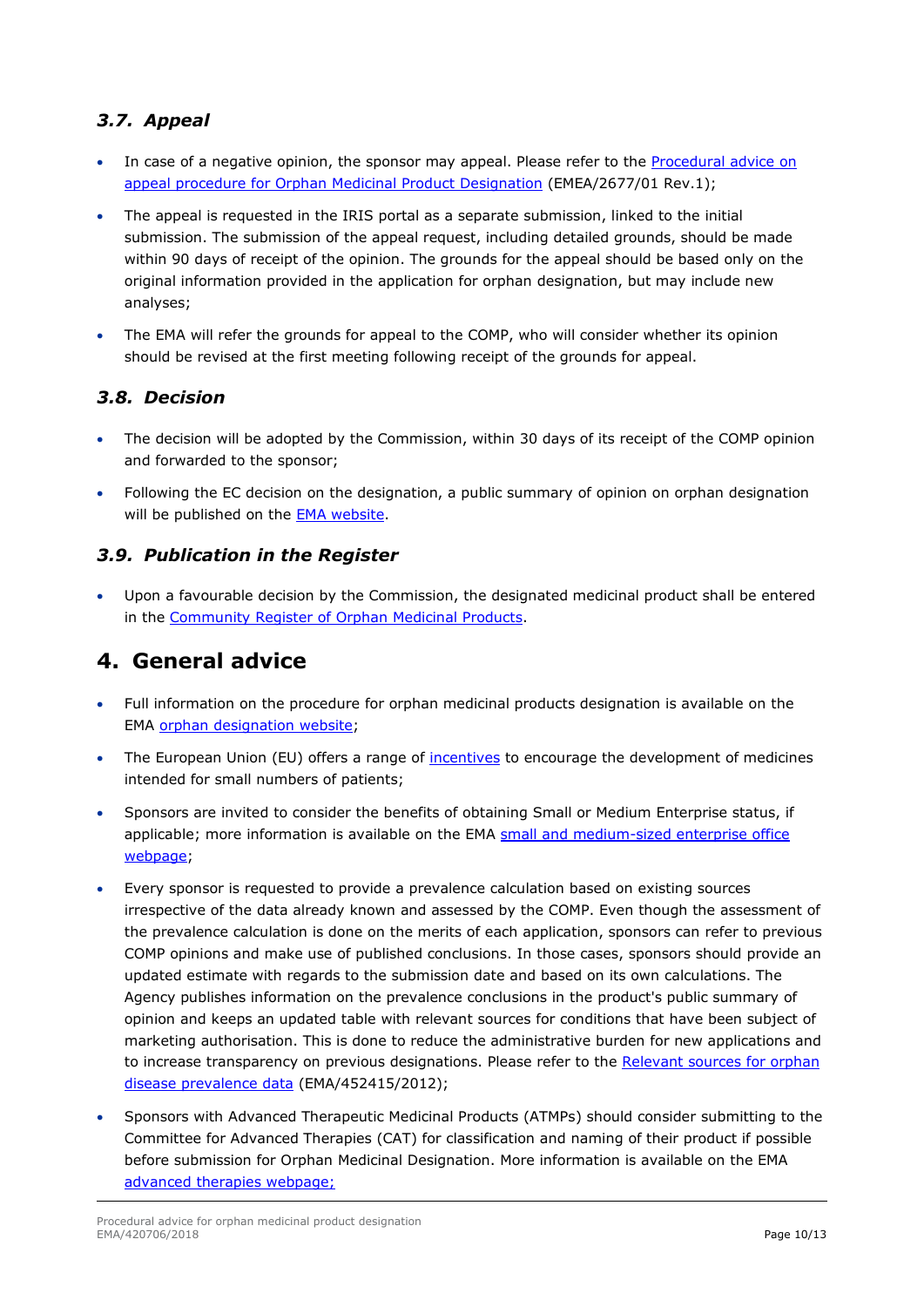### *3.7. Appeal*

- In case of a negative opinion, the sponsor may appeal. Please refer to the Procedural advice on appeal procedure for Orphan Medicinal Product Designation (EMEA/2677/01 Rev.1);
- The appeal is requested in the IRIS portal as a separate submission, linked to the initial submission. The submission of the appeal request, including detailed grounds, should be made within 90 days of receipt of the opinion. The grounds for the appeal should be based only on the original information provided in the application for orphan designation, but may include new analyses;
- The EMA will refer the grounds for appeal to the COMP, who will consider whether its opinion should be revised at the first meeting following receipt of the grounds for appeal.

### *3.8. Decision*

- The decision will be adopted by the Commission, within 30 days of its receipt of the COMP opinion and forwarded to the sponsor;
- Following the EC decision on the designation, a public summary of opinion on orphan designation will be published on the EMA website.

### *3.9. Publication in the Register*

- Upon a favourable decision by the Commission, the designated medicinal product shall be entered in the Community Register of Orphan Medicinal Products.

## 4. General advice

- Full information on the procedure for orphan medicinal products designation is available on the EMA orphan designation website;
- The European Union (EU) offers a range of incentives to encourage the development of medicines intended for small numbers of patients;
- Sponsors are invited to consider the benefits of obtaining Small or Medium Enterprise status, if applicable; more information is available on the EMA small and medium-sized enterprise office webpage;
- Every sponsor is requested to provide a prevalence calculation based on existing sources irrespective of the data already known and assessed by the COMP. Even though the assessment of the prevalence calculation is done on the merits of each application, sponsors can refer to previous COMP opinions and make use of published conclusions. In those cases, sponsors should provide an updated estimate with regards to the submission date and based on its own calculations. The Agency publishes information on the prevalence conclusions in the product's public summary of opinion and keeps an updated table with relevant sources for conditions that have been subject of marketing authorisation. This is done to reduce the administrative burden for new applications and to increase transparency on previous designations. Please refer to the Relevant sources for orphan disease prevalence data (EMA/452415/2012);
- Sponsors with Advanced Therapeutic Medicinal Products (ATMPs) should consider submitting to the Committee for Advanced Therapies (CAT) for classification and naming of their product if possible before submission for Orphan Medicinal Designation. More information is available on the EMA advanced therapies webpage;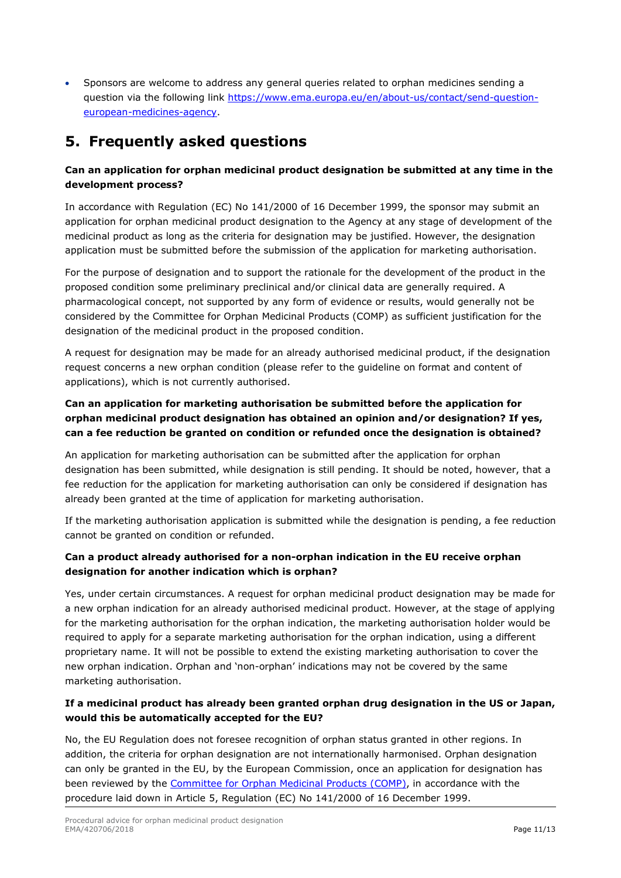- Sponsors are welcome to address any general queries related to orphan medicines sending a question via the following link [https://www.ema.europa.eu/en/about-us/contact/send-question-european-medicines-agency](https://www.ema.europa.eu/en/about-us/contact/send-question-european-medicines-agency).

## 5. Frequently asked questions

**Can an application for orphan medicinal product designation be submitted at any time in the development process?**

In accordance with Regulation (EC) No 141/2000 of 16 December 1999, the sponsor may submit an application for orphan medicinal product designation to the Agency at any stage of development of the medicinal product as long as the criteria for designation may be justified. However, the designation application must be submitted before the submission of the application for marketing authorisation.

For the purpose of designation and to support the rationale for the development of the product in the proposed condition some preliminary preclinical and/or clinical data are generally required. A pharmacological concept, not supported by any form of evidence or results, would generally not be considered by the Committee for Orphan Medicinal Products (COMP) as sufficient justification for the designation of the medicinal product in the proposed condition.

A request for designation may be made for an already authorised medicinal product, if the designation request concerns a new orphan condition (please refer to the guideline on format and content of applications), which is not currently authorised.

**Can an application for marketing authorisation be submitted before the application for orphan medicinal product designation has obtained an opinion and/or designation? If yes, can a fee reduction be granted on condition or refunded once the designation is obtained?**

An application for marketing authorisation can be submitted after the application for orphan designation has been submitted, while designation is still pending. It should be noted, however, that a fee reduction for the application for marketing authorisation can only be considered if designation has already been granted at the time of application for marketing authorisation.

If the marketing authorisation application is submitted while the designation is pending, a fee reduction cannot be granted on condition or refunded.

**Can a product already authorised for a non-orphan indication in the EU receive orphan designation for another indication which is orphan?**

Yes, under certain circumstances. A request for orphan medicinal product designation may be made for a new orphan indication for an already authorised medicinal product. However, at the stage of applying for the marketing authorisation for the orphan indication, the marketing authorisation holder would be required to apply for a separate marketing authorisation for the orphan indication, using a different proprietary name. It will not be possible to extend the existing marketing authorisation to cover the new orphan indication. Orphan and 'non-orphan' indications may not be covered by the same marketing authorisation.

**If a medicinal product has already been granted orphan drug designation in the US or Japan, would this be automatically accepted for the EU?**

No, the EU Regulation does not foresee recognition of orphan status granted in other regions. In addition, the criteria for orphan designation are not internationally harmonised. Orphan designation can only be granted in the EU, by the European Commission, once an application for designation has been reviewed by the Committee for Orphan Medicinal Products (COMP), in accordance with the procedure laid down in Article 5, Regulation (EC) No 141/2000 of 16 December 1999.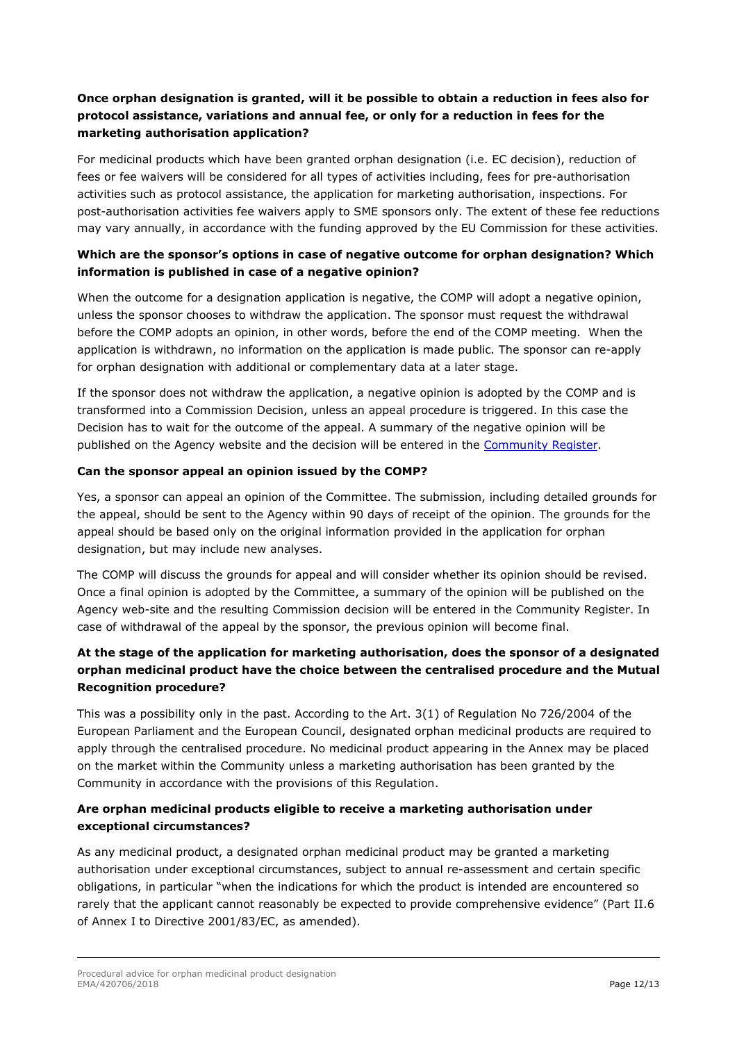### Once orphan designation is granted, will it be possible to obtain a reduction in fees also for protocol assistance, variations and annual fee, or only for a reduction in fees for the marketing authorisation application?

For medicinal products which have been granted orphan designation (i.e. EC decision), reduction of fees or fee waivers will be considered for all types of activities including, fees for pre-authorisation activities such as protocol assistance, the application for marketing authorisation, inspections. For post-authorisation activities fee waivers apply to SME sponsors only. The extent of these fee reductions may vary annually, in accordance with the funding approved by the EU Commission for these activities.

### Which are the sponsor's options in case of negative outcome for orphan designation? Which information is published in case of a negative opinion?

When the outcome for a designation application is negative, the COMP will adopt a negative opinion, unless the sponsor chooses to withdraw the application. The sponsor must request the withdrawal before the COMP adopts an opinion, in other words, before the end of the COMP meeting. When the application is withdrawn, no information on the application is made public. The sponsor can re-apply for orphan designation with additional or complementary data at a later stage.

If the sponsor does not withdraw the application, a negative opinion is adopted by the COMP and is transformed into a Commission Decision, unless an appeal procedure is triggered. In this case the Decision has to wait for the outcome of the appeal. A summary of the negative opinion will be published on the Agency website and the decision will be entered in the Community Register.

### Can the sponsor appeal an opinion issued by the COMP?

Yes, a sponsor can appeal an opinion of the Committee. The submission, including detailed grounds for the appeal, should be sent to the Agency within 90 days of receipt of the opinion. The grounds for the appeal should be based only on the original information provided in the application for orphan designation, but may include new analyses.

The COMP will discuss the grounds for appeal and will consider whether its opinion should be revised. Once a final opinion is adopted by the Committee, a summary of the opinion will be published on the Agency web-site and the resulting Commission decision will be entered in the Community Register. In case of withdrawal of the appeal by the sponsor, the previous opinion will become final.

### At the stage of the application for marketing authorisation, does the sponsor of a designated orphan medicinal product have the choice between the centralised procedure and the Mutual Recognition procedure?

This was a possibility only in the past. According to the Art. 3(1) of Regulation No 726/2004 of the European Parliament and the European Council, designated orphan medicinal products are required to apply through the centralised procedure. No medicinal product appearing in the Annex may be placed on the market within the Community unless a marketing authorisation has been granted by the Community in accordance with the provisions of this Regulation.

### Are orphan medicinal products eligible to receive a marketing authorisation under exceptional circumstances?

As any medicinal product, a designated orphan medicinal product may be granted a marketing authorisation under exceptional circumstances, subject to annual re-assessment and certain specific obligations, in particular "when the indications for which the product is intended are encountered so rarely that the applicant cannot reasonably be expected to provide comprehensive evidence" (Part II.6 of Annex I to Directive 2001/83/EC, as amended).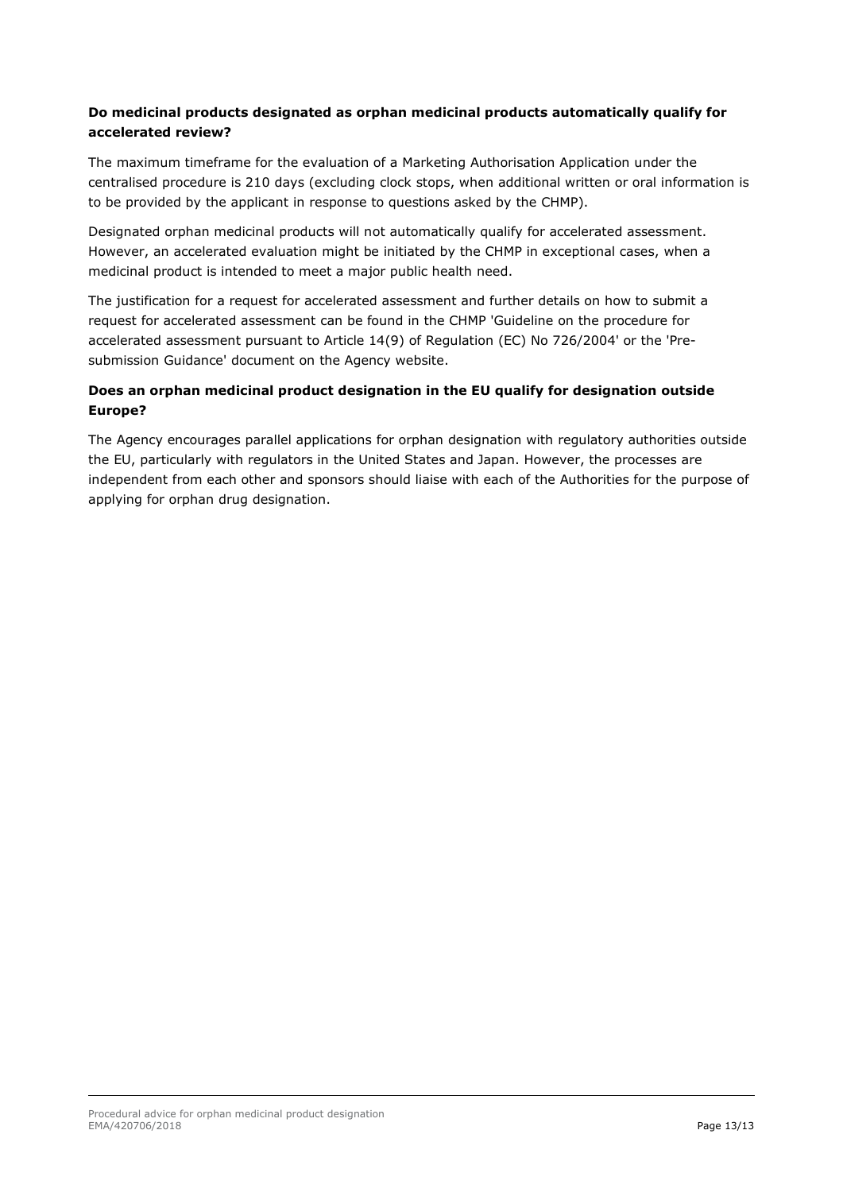### Do medicinal products designated as orphan medicinal products automatically qualify for accelerated review?

The maximum timeframe for the evaluation of a Marketing Authorisation Application under the centralised procedure is 210 days (excluding clock stops, when additional written or oral information is to be provided by the applicant in response to questions asked by the CHMP).

Designated orphan medicinal products will not automatically qualify for accelerated assessment. However, an accelerated evaluation might be initiated by the CHMP in exceptional cases, when a medicinal product is intended to meet a major public health need.

The justification for a request for accelerated assessment and further details on how to submit a request for accelerated assessment can be found in the CHMP 'Guideline on the procedure for accelerated assessment pursuant to Article 14(9) of Regulation (EC) No 726/2004' or the 'Pre-submission Guidance' document on the Agency website.

### Does an orphan medicinal product designation in the EU qualify for designation outside Europe?

The Agency encourages parallel applications for orphan designation with regulatory authorities outside the EU, particularly with regulators in the United States and Japan. However, the processes are independent from each other and sponsors should liaise with each of the Authorities for the purpose of applying for orphan drug designation.